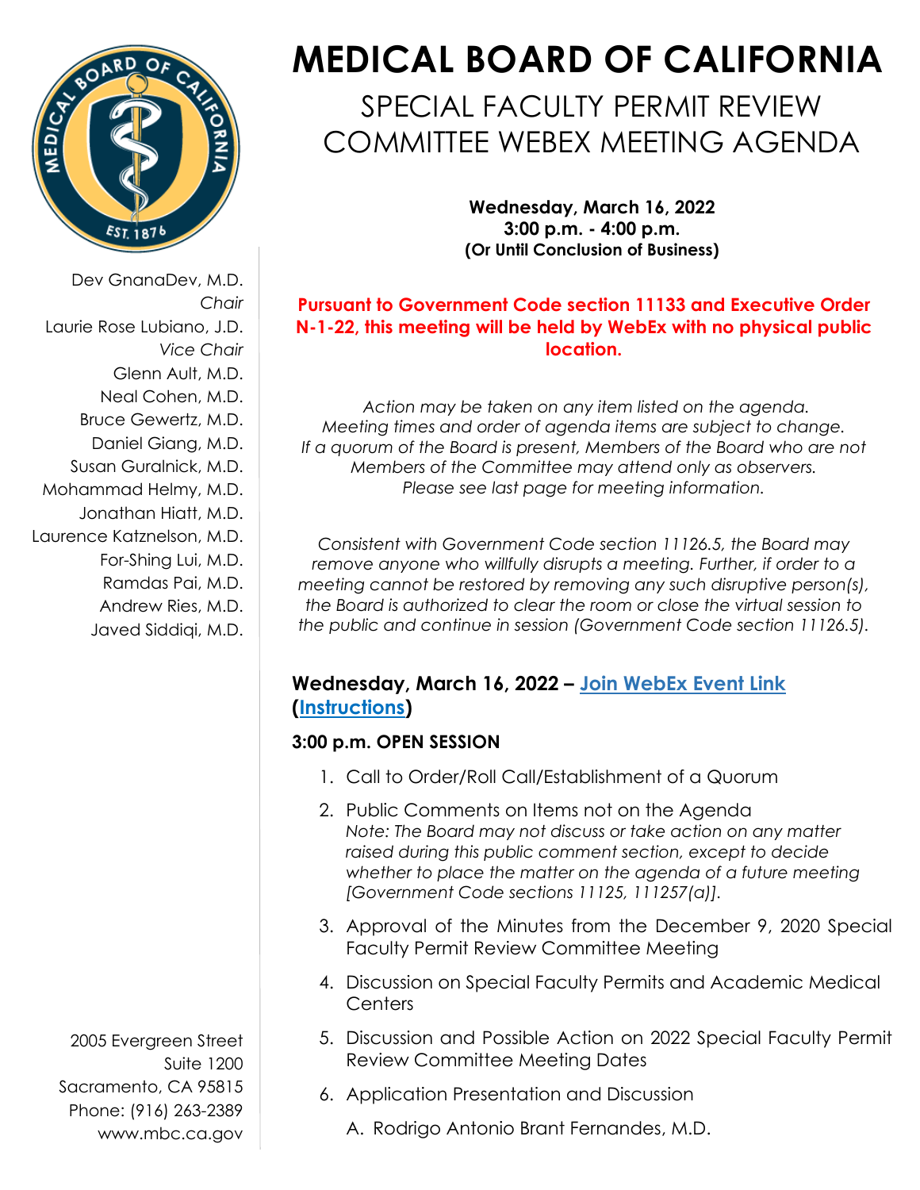# MEDICAL BOARD OF CALIFORNIA

## SPECIAL FACULTY PERMIT REVIEW COMMITTEE WEBEX MEETING AGENDA

**Wednesday, March 16, 2022**
**3:00 p.m. - 4:00 p.m.**
**(Or Until Conclusion of Business)**

Dev GnanaDev, M.D.
*Chair*
Laurie Rose Lubiano, J.D.
*Vice Chair*
Glenn Ault, M.D.
Neal Cohen, M.D.
Bruce Gewertz, M.D.
Daniel Giang, M.D.
Susan Guralnick, M.D.
Mohammad Helmy, M.D.
Jonathan Hiatt, M.D.
Laurence Katznelson, M.D.
For-Shing Lui, M.D.
Ramdas Pai, M.D.
Andrew Ries, M.D.
Javed Siddiqi, M.D.

**Pursuant to Government Code section 11133 and Executive Order N-1-22, this meeting will be held by WebEx with no physical public location.**

*Action may be taken on any item listed on the agenda. Meeting times and order of agenda items are subject to change. If a quorum of the Board is present, Members of the Board who are not Members of the Committee may attend only as observers. Please see last page for meeting information.*

*Consistent with Government Code section 11126.5, the Board may remove anyone who willfully disrupts a meeting. Further, if order to a meeting cannot be restored by removing any such disruptive person(s), the Board is authorized to clear the room or close the virtual session to the public and continue in session (Government Code section 11126.5).*

### Wednesday, March 16, 2022 – Join WebEx Event Link (Instructions)

### 3:00 p.m. OPEN SESSION

1. Call to Order/Roll Call/Establishment of a Quorum
2. Public Comments on Items not on the Agenda
   *Note: The Board may not discuss or take action on any matter raised during this public comment section, except to decide whether to place the matter on the agenda of a future meeting [Government Code sections 11125, 111257(a)].*
3. Approval of the Minutes from the December 9, 2020 Special Faculty Permit Review Committee Meeting
4. Discussion on Special Faculty Permits and Academic Medical Centers
5. Discussion and Possible Action on 2022 Special Faculty Permit Review Committee Meeting Dates
6. Application Presentation and Discussion
   A. Rodrigo Antonio Brant Fernandes, M.D.

2005 Evergreen Street
Suite 1200
Sacramento, CA 95815
Phone: (916) 263-2389
www.mbc.ca.gov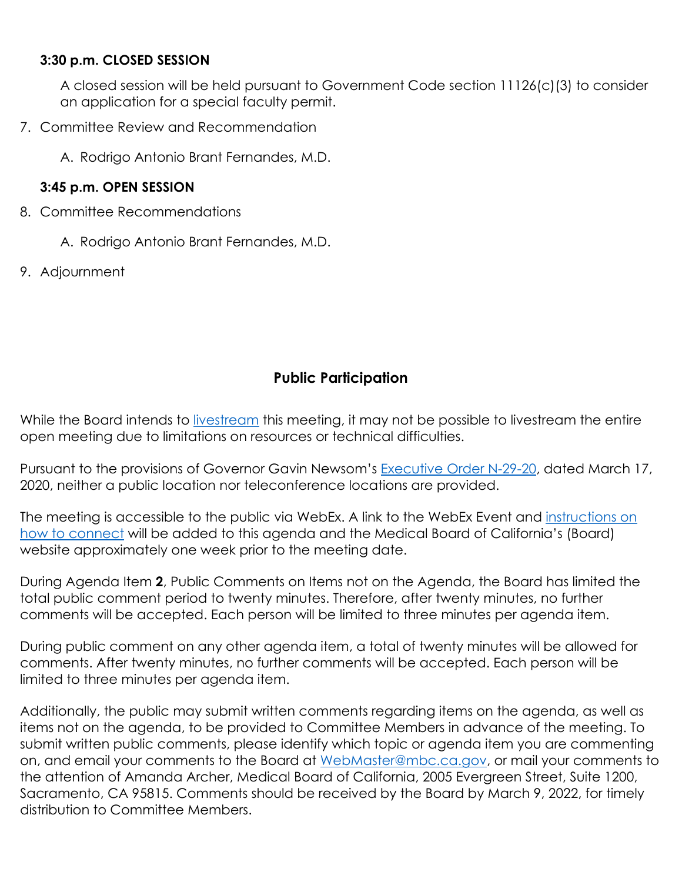**3:30 p.m. CLOSED SESSION**

A closed session will be held pursuant to Government Code section 11126(c)(3) to consider an application for a special faculty permit.

7. Committee Review and Recommendation

   A. Rodrigo Antonio Brant Fernandes, M.D.

**3:45 p.m. OPEN SESSION**

8. Committee Recommendations

   A. Rodrigo Antonio Brant Fernandes, M.D.

9. Adjournment

## Public Participation

While the Board intends to livestream this meeting, it may not be possible to livestream the entire open meeting due to limitations on resources or technical difficulties.

Pursuant to the provisions of Governor Gavin Newsom's Executive Order N-29-20, dated March 17, 2020, neither a public location nor teleconference locations are provided.

The meeting is accessible to the public via WebEx. A link to the WebEx Event and instructions on how to connect will be added to this agenda and the Medical Board of California's (Board) website approximately one week prior to the meeting date.

During Agenda Item **2**, Public Comments on Items not on the Agenda, the Board has limited the total public comment period to twenty minutes. Therefore, after twenty minutes, no further comments will be accepted. Each person will be limited to three minutes per agenda item.

During public comment on any other agenda item, a total of twenty minutes will be allowed for comments. After twenty minutes, no further comments will be accepted. Each person will be limited to three minutes per agenda item.

Additionally, the public may submit written comments regarding items on the agenda, as well as items not on the agenda, to be provided to Committee Members in advance of the meeting. To submit written public comments, please identify which topic or agenda item you are commenting on, and email your comments to the Board at WebMaster@mbc.ca.gov, or mail your comments to the attention of Amanda Archer, Medical Board of California, 2005 Evergreen Street, Suite 1200, Sacramento, CA 95815. Comments should be received by the Board by March 9, 2022, for timely distribution to Committee Members.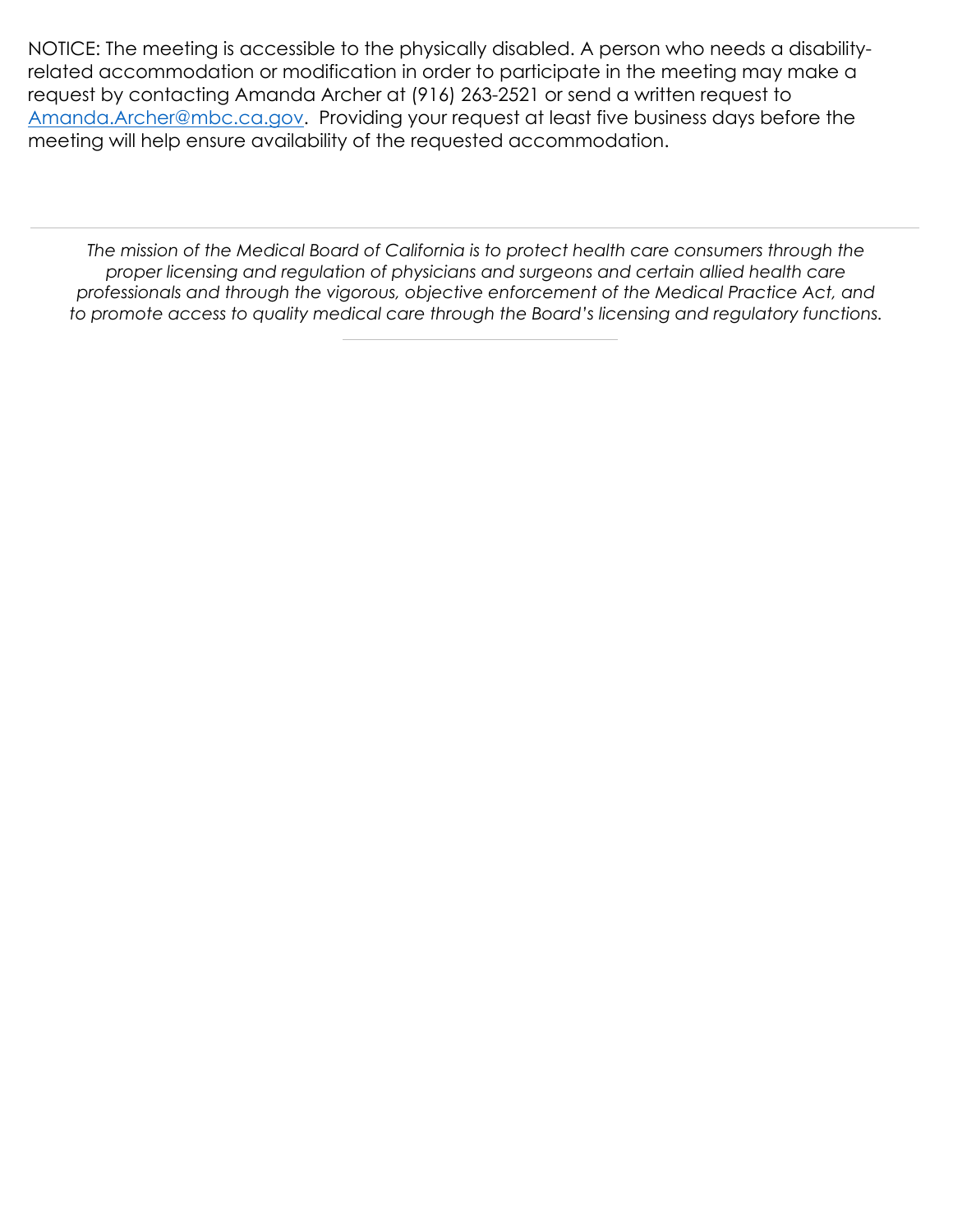NOTICE: The meeting is accessible to the physically disabled. A person who needs a disability-related accommodation or modification in order to participate in the meeting may make a request by contacting Amanda Archer at (916) 263-2521 or send a written request to Amanda.Archer@mbc.ca.gov. Providing your request at least five business days before the meeting will help ensure availability of the requested accommodation.

---

*The mission of the Medical Board of California is to protect health care consumers through the proper licensing and regulation of physicians and surgeons and certain allied health care professionals and through the vigorous, objective enforcement of the Medical Practice Act, and to promote access to quality medical care through the Board's licensing and regulatory functions.*

---